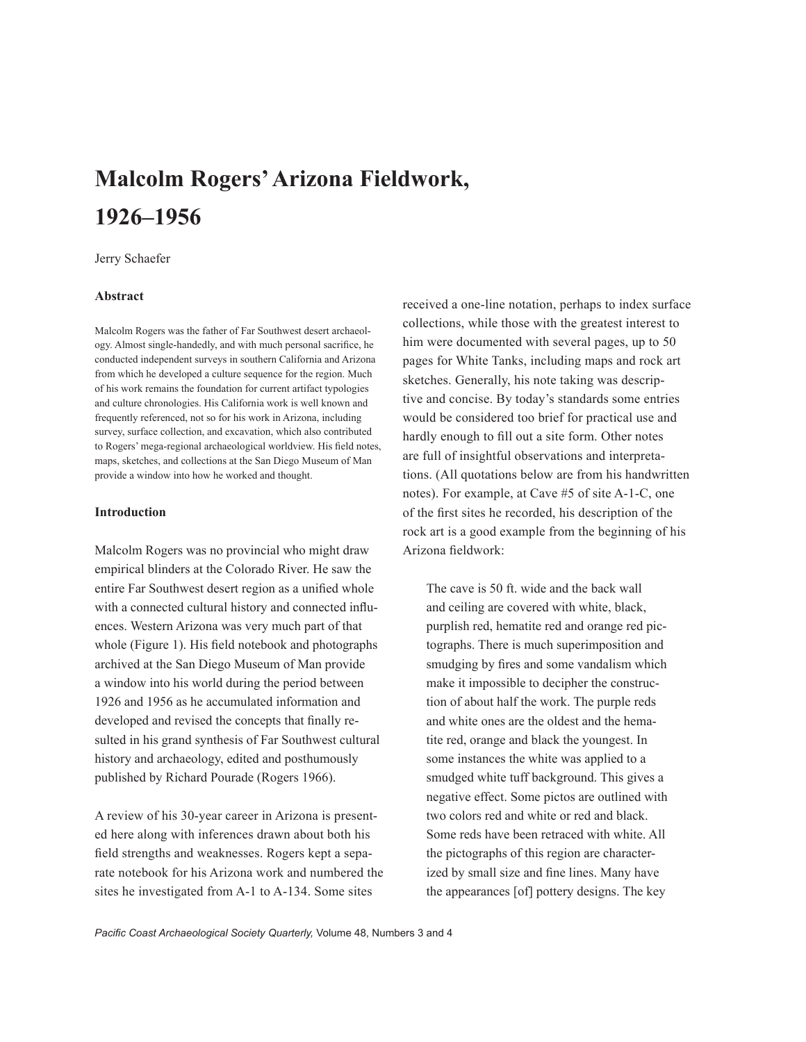# Malcolm Rogers' Arizona Fieldwork, 1926–1956

Jerry Schaefer

### Abstract

Malcolm Rogers was the father of Far Southwest desert archaeology. Almost single-handedly, and with much personal sacrifice, he conducted independent surveys in southern California and Arizona from which he developed a culture sequence for the region. Much of his work remains the foundation for current artifact typologies and culture chronologies. His California work is well known and frequently referenced, not so for his work in Arizona, including survey, surface collection, and excavation, which also contributed to Rogers' mega-regional archaeological worldview. His field notes, maps, sketches, and collections at the San Diego Museum of Man provide a window into how he worked and thought.

### Introduction

Malcolm Rogers was no provincial who might draw empirical blinders at the Colorado River. He saw the entire Far Southwest desert region as a unified whole with a connected cultural history and connected influences. Western Arizona was very much part of that whole (Figure 1). His field notebook and photographs archived at the San Diego Museum of Man provide a window into his world during the period between 1926 and 1956 as he accumulated information and developed and revised the concepts that finally resulted in his grand synthesis of Far Southwest cultural history and archaeology, edited and posthumously published by Richard Pourade (Rogers 1966).

A review of his 30-year career in Arizona is presented here along with inferences drawn about both his field strengths and weaknesses. Rogers kept a separate notebook for his Arizona work and numbered the sites he investigated from A-1 to A-134. Some sites received a one-line notation, perhaps to index surface collections, while those with the greatest interest to him were documented with several pages, up to 50 pages for White Tanks, including maps and rock art sketches. Generally, his note taking was descriptive and concise. By today's standards some entries would be considered too brief for practical use and hardly enough to fill out a site form. Other notes are full of insightful observations and interpretations. (All quotations below are from his handwritten notes). For example, at Cave #5 of site A-1-C, one of the first sites he recorded, his description of the rock art is a good example from the beginning of his Arizona fieldwork:

> The cave is 50 ft. wide and the back wall and ceiling are covered with white, black, purplish red, hematite red and orange red pictographs. There is much superimposition and smudging by fires and some vandalism which make it impossible to decipher the construction of about half the work. The purple reds and white ones are the oldest and the hematite red, orange and black the youngest. In some instances the white was applied to a smudged white tuff background. This gives a negative effect. Some pictos are outlined with two colors red and white or red and black. Some reds have been retraced with white. All the pictographs of this region are characterized by small size and fine lines. Many have the appearances [of] pottery designs. The key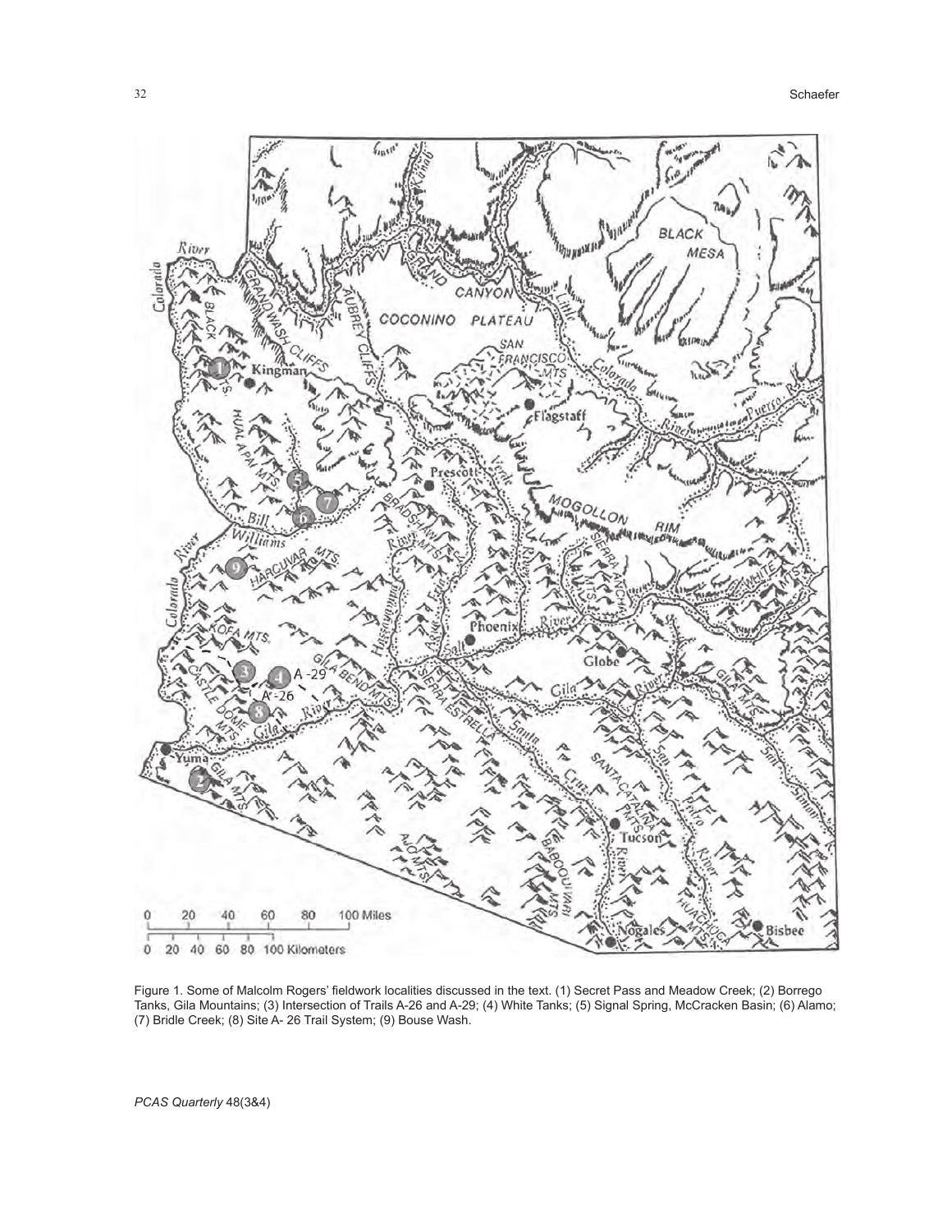Figure 1. Some of Malcolm Rogers' fieldwork localities discussed in the text. (1) Secret Pass and Meadow Creek; (2) Borrego Tanks, Gila Mountains; (3) Intersection of Trails A-26 and A-29; (4) White Tanks; (5) Signal Spring, McCracken Basin; (6) Alamo; (7) Bridle Creek; (8) Site A- 26 Trail System; (9) Bouse Wash.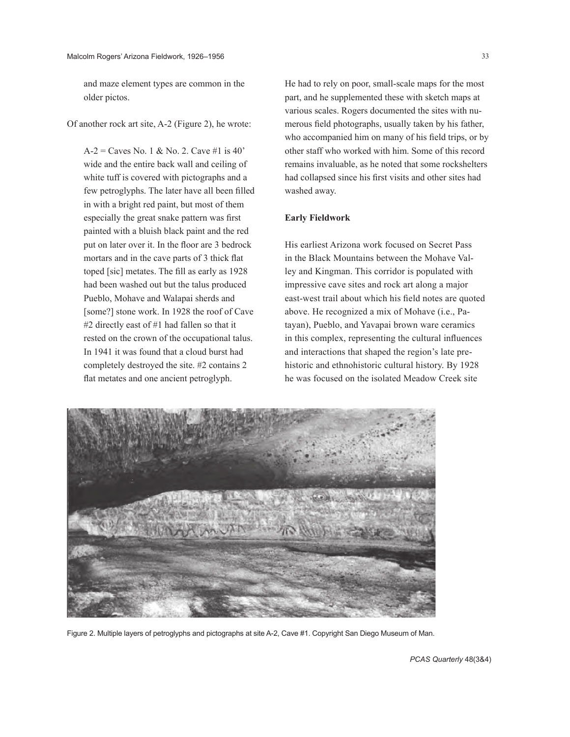and maze element types are common in the older pictos.

Of another rock art site, A-2 (Figure 2), he wrote:

> A-2 = Caves No. 1 & No. 2. Cave #1 is 40' wide and the entire back wall and ceiling of white tuff is covered with pictographs and a few petroglyphs. The later have all been filled in with a bright red paint, but most of them especially the great snake pattern was first painted with a bluish black paint and the red put on later over it. In the floor are 3 bedrock mortars and in the cave parts of 3 thick flat toped [sic] metates. The fill as early as 1928 had been washed out but the talus produced Pueblo, Mohave and Walapai sherds and [some?] stone work. In 1928 the roof of Cave #2 directly east of #1 had fallen so that it rested on the crown of the occupational talus. In 1941 it was found that a cloud burst had completely destroyed the site. #2 contains 2 flat metates and one ancient petroglyph.

He had to rely on poor, small-scale maps for the most part, and he supplemented these with sketch maps at various scales. Rogers documented the sites with numerous field photographs, usually taken by his father, who accompanied him on many of his field trips, or by other staff who worked with him. Some of this record remains invaluable, as he noted that some rockshelters had collapsed since his first visits and other sites had washed away.

**Early Fieldwork**

His earliest Arizona work focused on Secret Pass in the Black Mountains between the Mohave Valley and Kingman. This corridor is populated with impressive cave sites and rock art along a major east-west trail about which his field notes are quoted above. He recognized a mix of Mohave (i.e., Patayan), Pueblo, and Yavapai brown ware ceramics in this complex, representing the cultural influences and interactions that shaped the region's late prehistoric and ethnohistoric cultural history. By 1928 he was focused on the isolated Meadow Creek site

Figure 2. Multiple layers of petroglyphs and pictographs at site A-2, Cave #1. Copyright San Diego Museum of Man.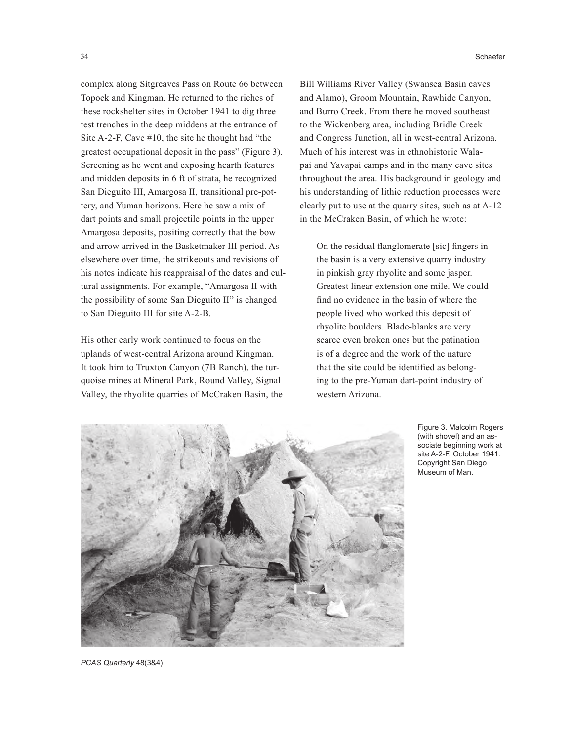complex along Sitgreaves Pass on Route 66 between Topock and Kingman. He returned to the riches of these rockshelter sites in October 1941 to dig three test trenches in the deep middens at the entrance of Site A-2-F, Cave #10, the site he thought had "the greatest occupational deposit in the pass" (Figure 3). Screening as he went and exposing hearth features and midden deposits in 6 ft of strata, he recognized San Dieguito III, Amargosa II, transitional pre-pottery, and Yuman horizons. Here he saw a mix of dart points and small projectile points in the upper Amargosa deposits, positing correctly that the bow and arrow arrived in the Basketmaker III period. As elsewhere over time, the strikeouts and revisions of his notes indicate his reappraisal of the dates and cultural assignments. For example, "Amargosa II with the possibility of some San Dieguito II" is changed to San Dieguito III for site A-2-B.

His other early work continued to focus on the uplands of west-central Arizona around Kingman. It took him to Truxton Canyon (7B Ranch), the turquoise mines at Mineral Park, Round Valley, Signal Valley, the rhyolite quarries of McCraken Basin, the Bill Williams River Valley (Swansea Basin caves and Alamo), Groom Mountain, Rawhide Canyon, and Burro Creek. From there he moved southeast to the Wickenberg area, including Bridle Creek and Congress Junction, all in west-central Arizona. Much of his interest was in ethnohistoric Walapai and Yavapai camps and in the many cave sites throughout the area. His background in geology and his understanding of lithic reduction processes were clearly put to use at the quarry sites, such as at A-12 in the McCraken Basin, of which he wrote:

> On the residual flanglomerate [sic] fingers in the basin is a very extensive quarry industry in pinkish gray rhyolite and some jasper. Greatest linear extension one mile. We could find no evidence in the basin of where the people lived who worked this deposit of rhyolite boulders. Blade-blanks are very scarce even broken ones but the patination is of a degree and the work of the nature that the site could be identified as belonging to the pre-Yuman dart-point industry of western Arizona.

Figure 3. Malcolm Rogers (with shovel) and an associate beginning work at site A-2-F, October 1941. Copyright San Diego Museum of Man.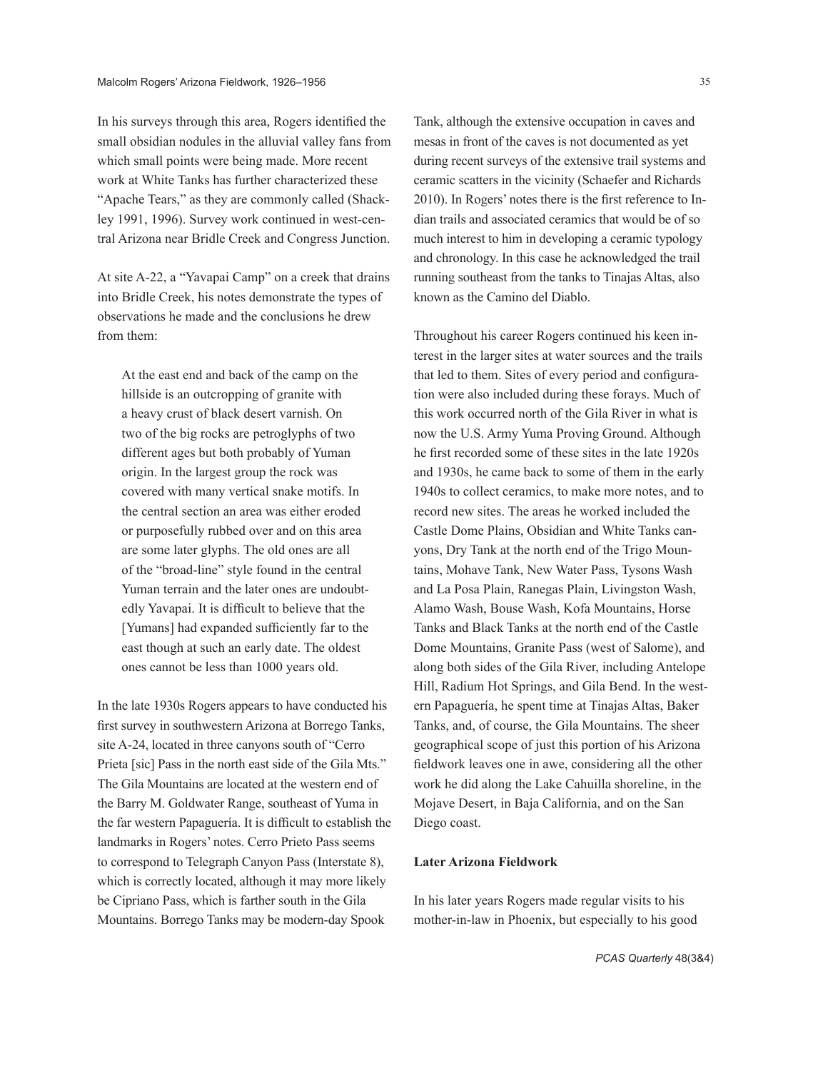In his surveys through this area, Rogers identified the small obsidian nodules in the alluvial valley fans from which small points were being made. More recent work at White Tanks has further characterized these "Apache Tears," as they are commonly called (Shackley 1991, 1996). Survey work continued in west-central Arizona near Bridle Creek and Congress Junction.

At site A-22, a "Yavapai Camp" on a creek that drains into Bridle Creek, his notes demonstrate the types of observations he made and the conclusions he drew from them:

> At the east end and back of the camp on the hillside is an outcropping of granite with a heavy crust of black desert varnish. On two of the big rocks are petroglyphs of two different ages but both probably of Yuman origin. In the largest group the rock was covered with many vertical snake motifs. In the central section an area was either eroded or purposefully rubbed over and on this area are some later glyphs. The old ones are all of the "broad-line" style found in the central Yuman terrain and the later ones are undoubtedly Yavapai. It is difficult to believe that the [Yumans] had expanded sufficiently far to the east though at such an early date. The oldest ones cannot be less than 1000 years old.

In the late 1930s Rogers appears to have conducted his first survey in southwestern Arizona at Borrego Tanks, site A-24, located in three canyons south of "Cerro Prieta [sic] Pass in the north east side of the Gila Mts." The Gila Mountains are located at the western end of the Barry M. Goldwater Range, southeast of Yuma in the far western Papaguería. It is difficult to establish the landmarks in Rogers' notes. Cerro Prieto Pass seems to correspond to Telegraph Canyon Pass (Interstate 8), which is correctly located, although it may more likely be Cipriano Pass, which is farther south in the Gila Mountains. Borrego Tanks may be modern-day Spook Tank, although the extensive occupation in caves and mesas in front of the caves is not documented as yet during recent surveys of the extensive trail systems and ceramic scatters in the vicinity (Schaefer and Richards 2010). In Rogers' notes there is the first reference to Indian trails and associated ceramics that would be of so much interest to him in developing a ceramic typology and chronology. In this case he acknowledged the trail running southeast from the tanks to Tinajas Altas, also known as the Camino del Diablo.

Throughout his career Rogers continued his keen interest in the larger sites at water sources and the trails that led to them. Sites of every period and configuration were also included during these forays. Much of this work occurred north of the Gila River in what is now the U.S. Army Yuma Proving Ground. Although he first recorded some of these sites in the late 1920s and 1930s, he came back to some of them in the early 1940s to collect ceramics, to make more notes, and to record new sites. The areas he worked included the Castle Dome Plains, Obsidian and White Tanks canyons, Dry Tank at the north end of the Trigo Mountains, Mohave Tank, New Water Pass, Tysons Wash and La Posa Plain, Ranegas Plain, Livingston Wash, Alamo Wash, Bouse Wash, Kofa Mountains, Horse Tanks and Black Tanks at the north end of the Castle Dome Mountains, Granite Pass (west of Salome), and along both sides of the Gila River, including Antelope Hill, Radium Hot Springs, and Gila Bend. In the western Papaguería, he spent time at Tinajas Altas, Baker Tanks, and, of course, the Gila Mountains. The sheer geographical scope of just this portion of his Arizona fieldwork leaves one in awe, considering all the other work he did along the Lake Cahuilla shoreline, in the Mojave Desert, in Baja California, and on the San Diego coast.

### Later Arizona Fieldwork

In his later years Rogers made regular visits to his mother-in-law in Phoenix, but especially to his good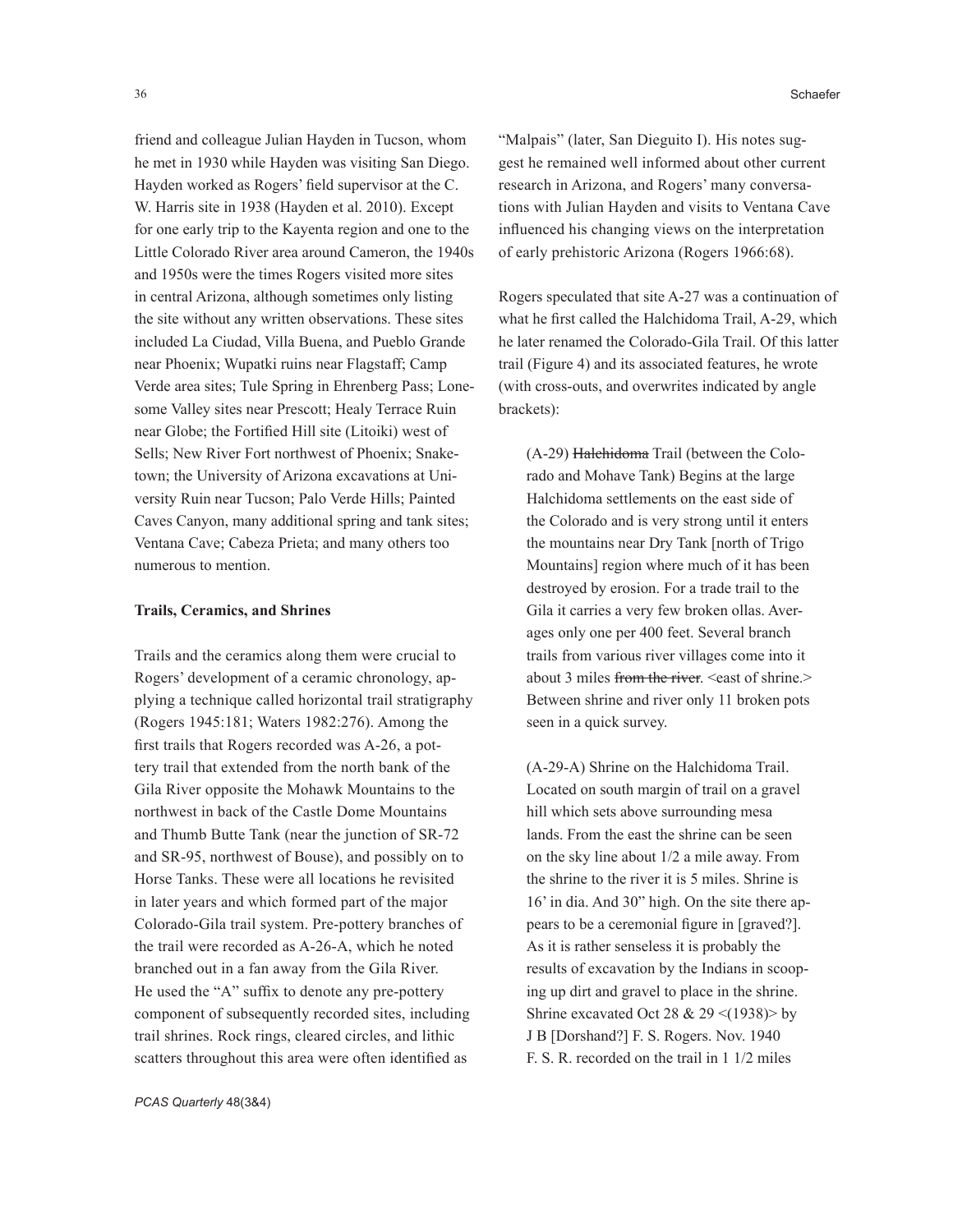friend and colleague Julian Hayden in Tucson, whom he met in 1930 while Hayden was visiting San Diego. Hayden worked as Rogers' field supervisor at the C. W. Harris site in 1938 (Hayden et al. 2010). Except for one early trip to the Kayenta region and one to the Little Colorado River area around Cameron, the 1940s and 1950s were the times Rogers visited more sites in central Arizona, although sometimes only listing the site without any written observations. These sites included La Ciudad, Villa Buena, and Pueblo Grande near Phoenix; Wupatki ruins near Flagstaff; Camp Verde area sites; Tule Spring in Ehrenberg Pass; Lonesome Valley sites near Prescott; Healy Terrace Ruin near Globe; the Fortified Hill site (Litoiki) west of Sells; New River Fort northwest of Phoenix; Snaketown; the University of Arizona excavations at University Ruin near Tucson; Palo Verde Hills; Painted Caves Canyon, many additional spring and tank sites; Ventana Cave; Cabeza Prieta; and many others too numerous to mention.

**Trails, Ceramics, and Shrines**

Trails and the ceramics along them were crucial to Rogers' development of a ceramic chronology, applying a technique called horizontal trail stratigraphy (Rogers 1945:181; Waters 1982:276). Among the first trails that Rogers recorded was A-26, a pottery trail that extended from the north bank of the Gila River opposite the Mohawk Mountains to the northwest in back of the Castle Dome Mountains and Thumb Butte Tank (near the junction of SR-72 and SR-95, northwest of Bouse), and possibly on to Horse Tanks. These were all locations he revisited in later years and which formed part of the major Colorado-Gila trail system. Pre-pottery branches of the trail were recorded as A-26-A, which he noted branched out in a fan away from the Gila River. He used the "A" suffix to denote any pre-pottery component of subsequently recorded sites, including trail shrines. Rock rings, cleared circles, and lithic scatters throughout this area were often identified as "Malpais" (later, San Dieguito I). His notes suggest he remained well informed about other current research in Arizona, and Rogers' many conversations with Julian Hayden and visits to Ventana Cave influenced his changing views on the interpretation of early prehistoric Arizona (Rogers 1966:68).

Rogers speculated that site A-27 was a continuation of what he first called the Halchidoma Trail, A-29, which he later renamed the Colorado-Gila Trail. Of this latter trail (Figure 4) and its associated features, he wrote (with cross-outs, and overwrites indicated by angle brackets):

> (A-29) ~~Halchidoma~~ Trail (between the Colorado and Mohave Tank) Begins at the large Halchidoma settlements on the east side of the Colorado and is very strong until it enters the mountains near Dry Tank [north of Trigo Mountains] region where much of it has been destroyed by erosion. For a trade trail to the Gila it carries a very few broken ollas. Averages only one per 400 feet. Several branch trails from various river villages come into it about 3 miles ~~from the river~~. <east of shrine.> Between shrine and river only 11 broken pots seen in a quick survey.
>
> (A-29-A) Shrine on the Halchidoma Trail. Located on south margin of trail on a gravel hill which sets above surrounding mesa lands. From the east the shrine can be seen on the sky line about 1/2 a mile away. From the shrine to the river it is 5 miles. Shrine is 16' in dia. And 30" high. On the site there appears to be a ceremonial figure in [graved?]. As it is rather senseless it is probably the results of excavation by the Indians in scooping up dirt and gravel to place in the shrine. Shrine excavated Oct 28 & 29 <(1938)> by J B [Dorshand?] F. S. Rogers. Nov. 1940 F. S. R. recorded on the trail in 1 1/2 miles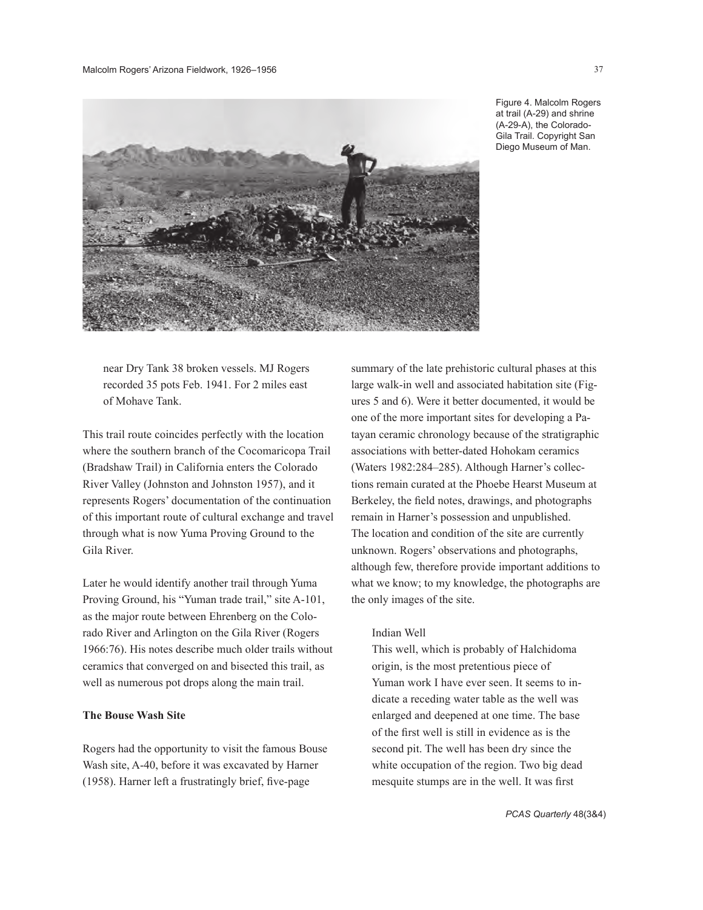Figure 4. Malcolm Rogers at trail (A-29) and shrine (A-29-A), the Colorado-Gila Trail. Copyright San Diego Museum of Man.

> near Dry Tank 38 broken vessels. MJ Rogers recorded 35 pots Feb. 1941. For 2 miles east of Mohave Tank.

This trail route coincides perfectly with the location where the southern branch of the Cocomaricopa Trail (Bradshaw Trail) in California enters the Colorado River Valley (Johnston and Johnston 1957), and it represents Rogers' documentation of the continuation of this important route of cultural exchange and travel through what is now Yuma Proving Ground to the Gila River.

Later he would identify another trail through Yuma Proving Ground, his "Yuman trade trail," site A-101, as the major route between Ehrenberg on the Colorado River and Arlington on the Gila River (Rogers 1966:76). His notes describe much older trails without ceramics that converged on and bisected this trail, as well as numerous pot drops along the main trail.

**The Bouse Wash Site**

Rogers had the opportunity to visit the famous Bouse Wash site, A-40, before it was excavated by Harner (1958). Harner left a frustratingly brief, five-page summary of the late prehistoric cultural phases at this large walk-in well and associated habitation site (Figures 5 and 6). Were it better documented, it would be one of the more important sites for developing a Patayan ceramic chronology because of the stratigraphic associations with better-dated Hohokam ceramics (Waters 1982:284–285). Although Harner's collections remain curated at the Phoebe Hearst Museum at Berkeley, the field notes, drawings, and photographs remain in Harner's possession and unpublished. The location and condition of the site are currently unknown. Rogers' observations and photographs, although few, therefore provide important additions to what we know; to my knowledge, the photographs are the only images of the site.

> Indian Well
> This well, which is probably of Halchidoma origin, is the most pretentious piece of Yuman work I have ever seen. It seems to indicate a receding water table as the well was enlarged and deepened at one time. The base of the first well is still in evidence as is the second pit. The well has been dry since the white occupation of the region. Two big dead mesquite stumps are in the well. It was first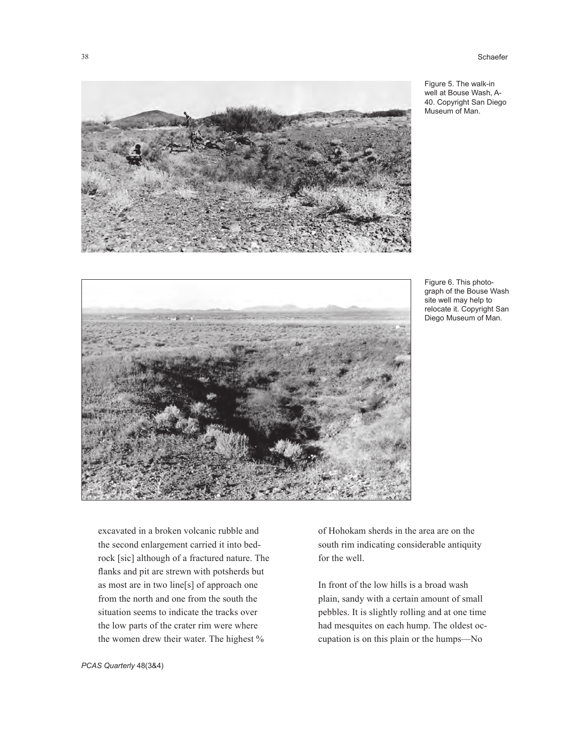Figure 5. The walk-in well at Bouse Wash, A-40. Copyright San Diego Museum of Man.

Figure 6. This photograph of the Bouse Wash site well may help to relocate it. Copyright San Diego Museum of Man.

excavated in a broken volcanic rubble and the second enlargement carried it into bedrock [sic] although of a fractured nature. The flanks and pit are strewn with potsherds but as most are in two line[s] of approach one from the north and one from the south the situation seems to indicate the tracks over the low parts of the crater rim were where the women drew their water. The highest % of Hohokam sherds in the area are on the south rim indicating considerable antiquity for the well.

In front of the low hills is a broad wash plain, sandy with a certain amount of small pebbles. It is slightly rolling and at one time had mesquites on each hump. The oldest occupation is on this plain or the humps—No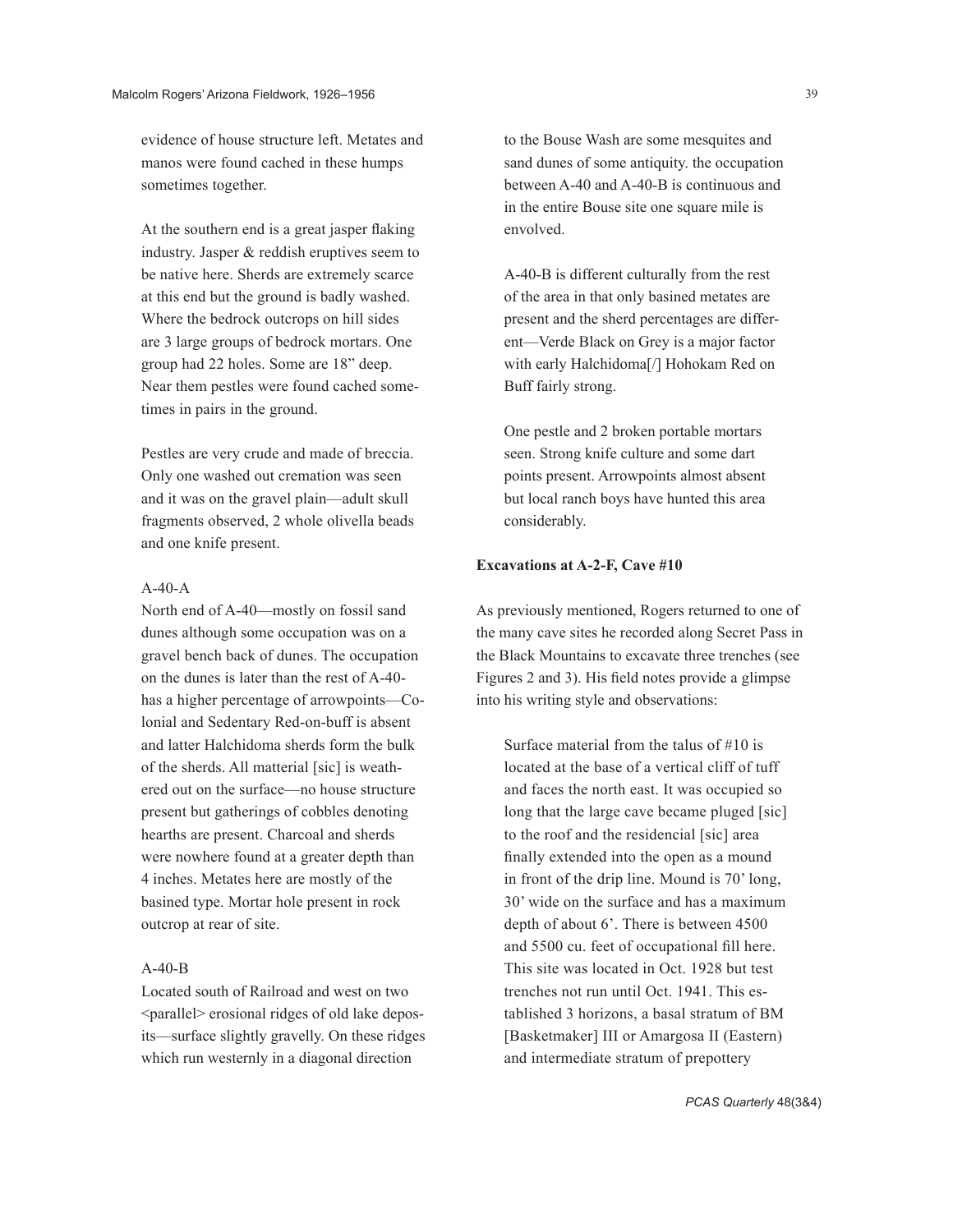evidence of house structure left. Metates and manos were found cached in these humps sometimes together.

At the southern end is a great jasper flaking industry. Jasper & reddish eruptives seem to be native here. Sherds are extremely scarce at this end but the ground is badly washed. Where the bedrock outcrops on hill sides are 3 large groups of bedrock mortars. One group had 22 holes. Some are 18" deep. Near them pestles were found cached sometimes in pairs in the ground.

Pestles are very crude and made of breccia. Only one washed out cremation was seen and it was on the gravel plain—adult skull fragments observed, 2 whole olivella beads and one knife present.

A-40-A

North end of A-40—mostly on fossil sand dunes although some occupation was on a gravel bench back of dunes. The occupation on the dunes is later than the rest of A-40-has a higher percentage of arrowpoints—Colonial and Sedentary Red-on-buff is absent and latter Halchidoma sherds form the bulk of the sherds. All matterial [sic] is weathered out on the surface—no house structure present but gatherings of cobbles denoting hearths are present. Charcoal and sherds were nowhere found at a greater depth than 4 inches. Metates here are mostly of the basined type. Mortar hole present in rock outcrop at rear of site.

A-40-B

Located south of Railroad and west on two <parallel> erosional ridges of old lake deposits—surface slightly gravelly. On these ridges which run westernly in a diagonal direction to the Bouse Wash are some mesquites and sand dunes of some antiquity. the occupation between A-40 and A-40-B is continuous and in the entire Bouse site one square mile is envolved.

A-40-B is different culturally from the rest of the area in that only basined metates are present and the sherd percentages are different—Verde Black on Grey is a major factor with early Halchidoma[/] Hohokam Red on Buff fairly strong.

One pestle and 2 broken portable mortars seen. Strong knife culture and some dart points present. Arrowpoints almost absent but local ranch boys have hunted this area considerably.

**Excavations at A-2-F, Cave #10**

As previously mentioned, Rogers returned to one of the many cave sites he recorded along Secret Pass in the Black Mountains to excavate three trenches (see Figures 2 and 3). His field notes provide a glimpse into his writing style and observations:

> Surface material from the talus of #10 is located at the base of a vertical cliff of tuff and faces the north east. It was occupied so long that the large cave became pluged [sic] to the roof and the residencial [sic] area finally extended into the open as a mound in front of the drip line. Mound is 70' long, 30' wide on the surface and has a maximum depth of about 6'. There is between 4500 and 5500 cu. feet of occupational fill here. This site was located in Oct. 1928 but test trenches not run until Oct. 1941. This established 3 horizons, a basal stratum of BM [Basketmaker] III or Amargosa II (Eastern) and intermediate stratum of prepottery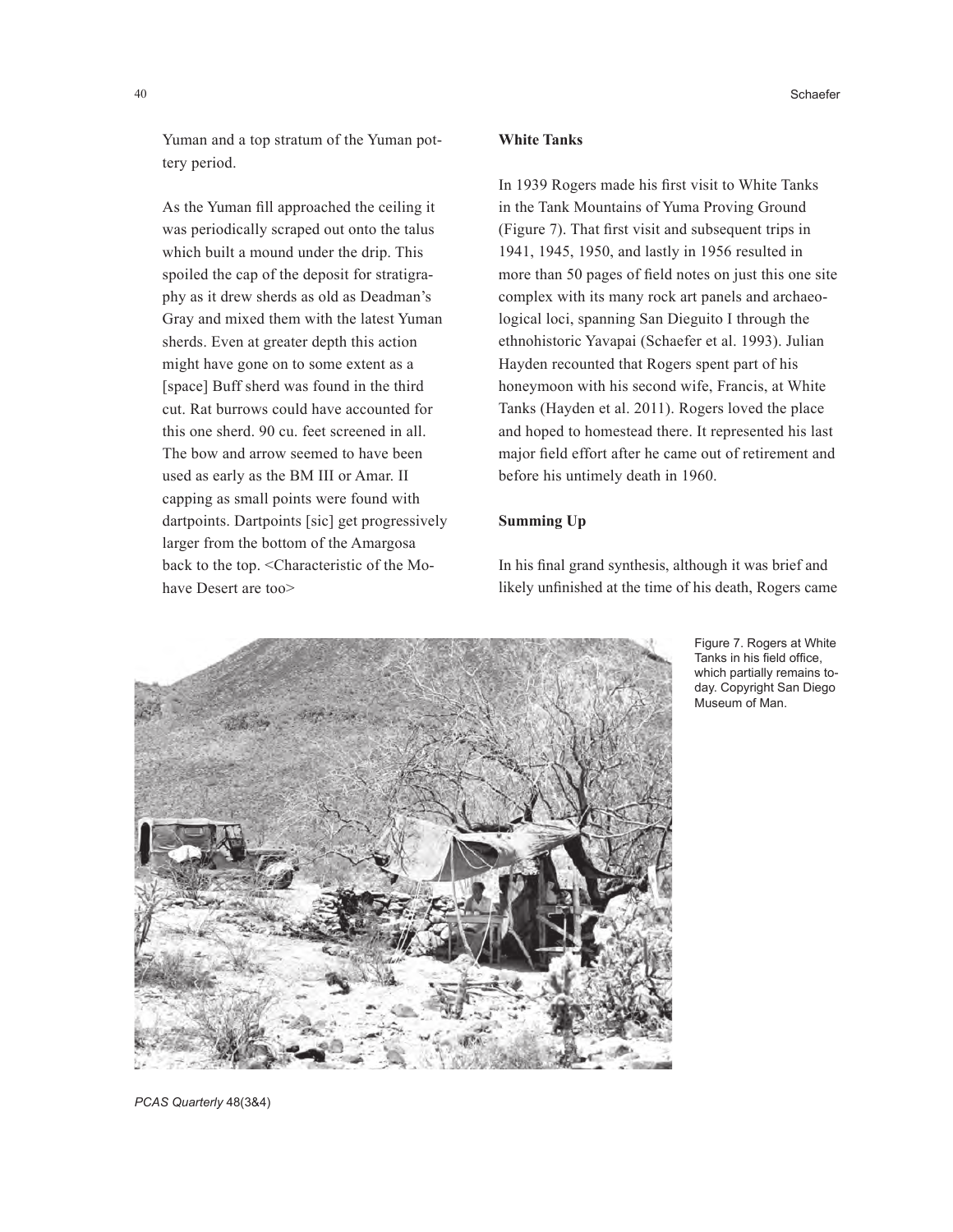Yuman and a top stratum of the Yuman pottery period.

As the Yuman fill approached the ceiling it was periodically scraped out onto the talus which built a mound under the drip. This spoiled the cap of the deposit for stratigraphy as it drew sherds as old as Deadman's Gray and mixed them with the latest Yuman sherds. Even at greater depth this action might have gone on to some extent as a [space] Buff sherd was found in the third cut. Rat burrows could have accounted for this one sherd. 90 cu. feet screened in all. The bow and arrow seemed to have been used as early as the BM III or Amar. II capping as small points were found with dartpoints. Dartpoints [sic] get progressively larger from the bottom of the Amargosa back to the top. <Characteristic of the Mohave Desert are too>

### White Tanks

In 1939 Rogers made his first visit to White Tanks in the Tank Mountains of Yuma Proving Ground (Figure 7). That first visit and subsequent trips in 1941, 1945, 1950, and lastly in 1956 resulted in more than 50 pages of field notes on just this one site complex with its many rock art panels and archaeological loci, spanning San Dieguito I through the ethnohistoric Yavapai (Schaefer et al. 1993). Julian Hayden recounted that Rogers spent part of his honeymoon with his second wife, Francis, at White Tanks (Hayden et al. 2011). Rogers loved the place and hoped to homestead there. It represented his last major field effort after he came out of retirement and before his untimely death in 1960.

### Summing Up

In his final grand synthesis, although it was brief and likely unfinished at the time of his death, Rogers came

Figure 7. Rogers at White Tanks in his field office, which partially remains today. Copyright San Diego Museum of Man.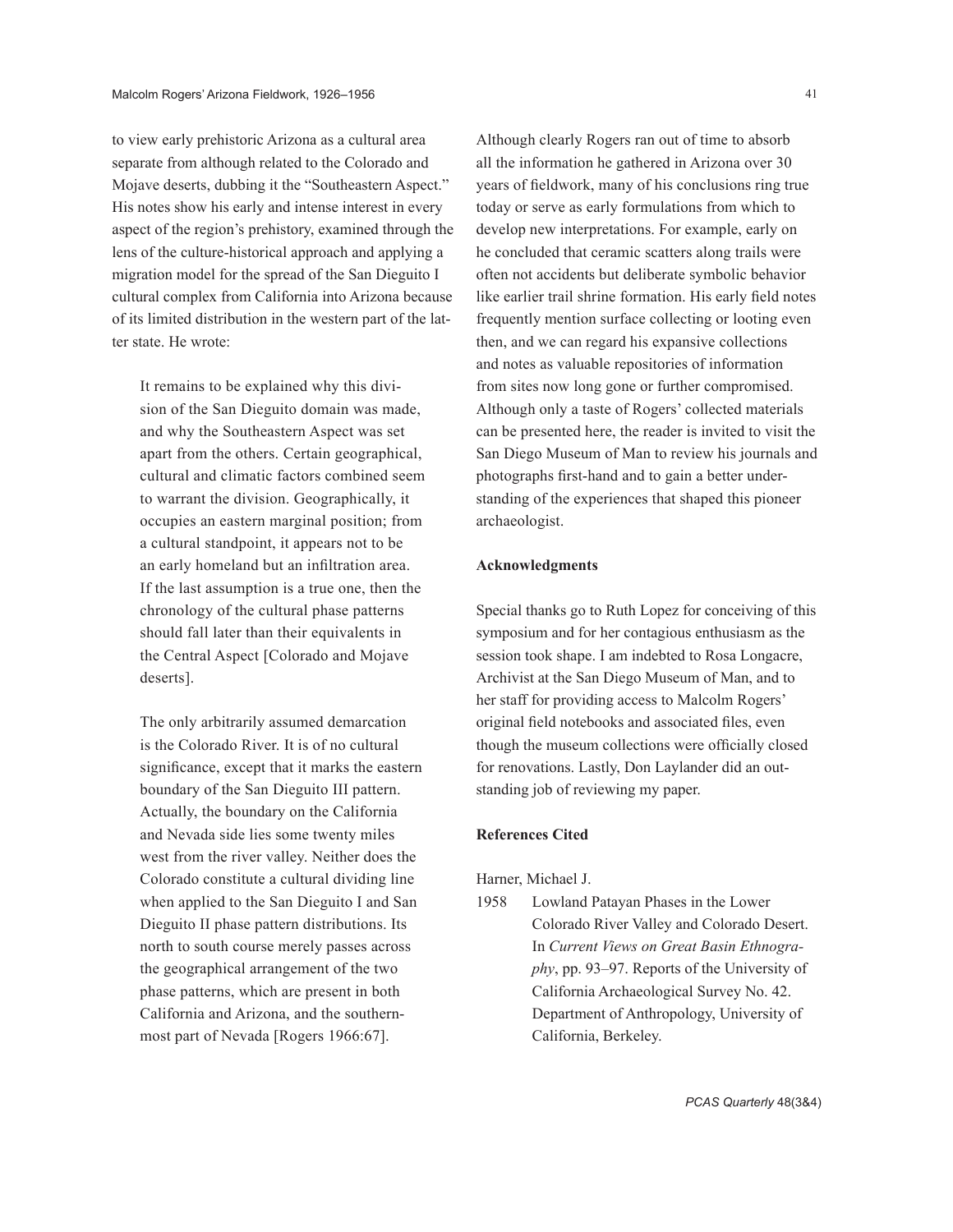to view early prehistoric Arizona as a cultural area separate from although related to the Colorado and Mojave deserts, dubbing it the "Southeastern Aspect." His notes show his early and intense interest in every aspect of the region's prehistory, examined through the lens of the culture-historical approach and applying a migration model for the spread of the San Dieguito I cultural complex from California into Arizona because of its limited distribution in the western part of the latter state. He wrote:

> It remains to be explained why this division of the San Dieguito domain was made, and why the Southeastern Aspect was set apart from the others. Certain geographical, cultural and climatic factors combined seem to warrant the division. Geographically, it occupies an eastern marginal position; from a cultural standpoint, it appears not to be an early homeland but an infiltration area. If the last assumption is a true one, then the chronology of the cultural phase patterns should fall later than their equivalents in the Central Aspect [Colorado and Mojave deserts].
>
> The only arbitrarily assumed demarcation is the Colorado River. It is of no cultural significance, except that it marks the eastern boundary of the San Dieguito III pattern. Actually, the boundary on the California and Nevada side lies some twenty miles west from the river valley. Neither does the Colorado constitute a cultural dividing line when applied to the San Dieguito I and San Dieguito II phase pattern distributions. Its north to south course merely passes across the geographical arrangement of the two phase patterns, which are present in both California and Arizona, and the southernmost part of Nevada [Rogers 1966:67].

Although clearly Rogers ran out of time to absorb all the information he gathered in Arizona over 30 years of fieldwork, many of his conclusions ring true today or serve as early formulations from which to develop new interpretations. For example, early on he concluded that ceramic scatters along trails were often not accidents but deliberate symbolic behavior like earlier trail shrine formation. His early field notes frequently mention surface collecting or looting even then, and we can regard his expansive collections and notes as valuable repositories of information from sites now long gone or further compromised. Although only a taste of Rogers' collected materials can be presented here, the reader is invited to visit the San Diego Museum of Man to review his journals and photographs first-hand and to gain a better understanding of the experiences that shaped this pioneer archaeologist.

#### Acknowledgments

Special thanks go to Ruth Lopez for conceiving of this symposium and for her contagious enthusiasm as the session took shape. I am indebted to Rosa Longacre, Archivist at the San Diego Museum of Man, and to her staff for providing access to Malcolm Rogers' original field notebooks and associated files, even though the museum collections were officially closed for renovations. Lastly, Don Laylander did an outstanding job of reviewing my paper.

#### References Cited

Harner, Michael J.

1958 Lowland Patayan Phases in the Lower Colorado River Valley and Colorado Desert. In *Current Views on Great Basin Ethnography*, pp. 93–97. Reports of the University of California Archaeological Survey No. 42. Department of Anthropology, University of California, Berkeley.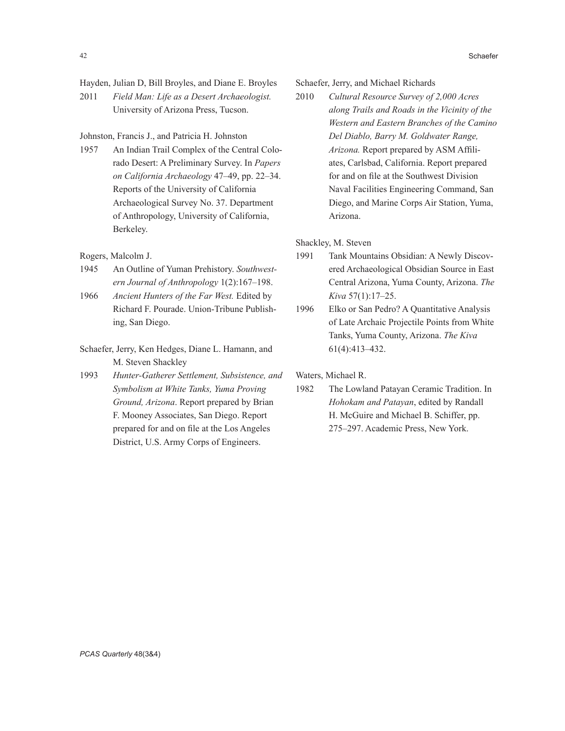Hayden, Julian D, Bill Broyles, and Diane E. Broyles

2011 *Field Man: Life as a Desert Archaeologist.* University of Arizona Press, Tucson.

Johnston, Francis J., and Patricia H. Johnston

1957 An Indian Trail Complex of the Central Colorado Desert: A Preliminary Survey. In *Papers on California Archaeology* 47–49, pp. 22–34. Reports of the University of California Archaeological Survey No. 37. Department of Anthropology, University of California, Berkeley.

Rogers, Malcolm J.

1945 An Outline of Yuman Prehistory. *Southwestern Journal of Anthropology* 1(2):167–198.

1966 *Ancient Hunters of the Far West.* Edited by Richard F. Pourade. Union-Tribune Publishing, San Diego.

Schaefer, Jerry, Ken Hedges, Diane L. Hamann, and M. Steven Shackley

1993 *Hunter-Gatherer Settlement, Subsistence, and Symbolism at White Tanks, Yuma Proving Ground, Arizona*. Report prepared by Brian F. Mooney Associates, San Diego. Report prepared for and on file at the Los Angeles District, U.S. Army Corps of Engineers.

Schaefer, Jerry, and Michael Richards

2010 *Cultural Resource Survey of 2,000 Acres along Trails and Roads in the Vicinity of the Western and Eastern Branches of the Camino Del Diablo, Barry M. Goldwater Range, Arizona.* Report prepared by ASM Affiliates, Carlsbad, California. Report prepared for and on file at the Southwest Division Naval Facilities Engineering Command, San Diego, and Marine Corps Air Station, Yuma, Arizona.

Shackley, M. Steven

1991 Tank Mountains Obsidian: A Newly Discovered Archaeological Obsidian Source in East Central Arizona, Yuma County, Arizona. *The Kiva* 57(1):17–25.

1996 Elko or San Pedro? A Quantitative Analysis of Late Archaic Projectile Points from White Tanks, Yuma County, Arizona. *The Kiva* 61(4):413–432.

Waters, Michael R.

1982 The Lowland Patayan Ceramic Tradition. In *Hohokam and Patayan*, edited by Randall H. McGuire and Michael B. Schiffer, pp. 275–297. Academic Press, New York.